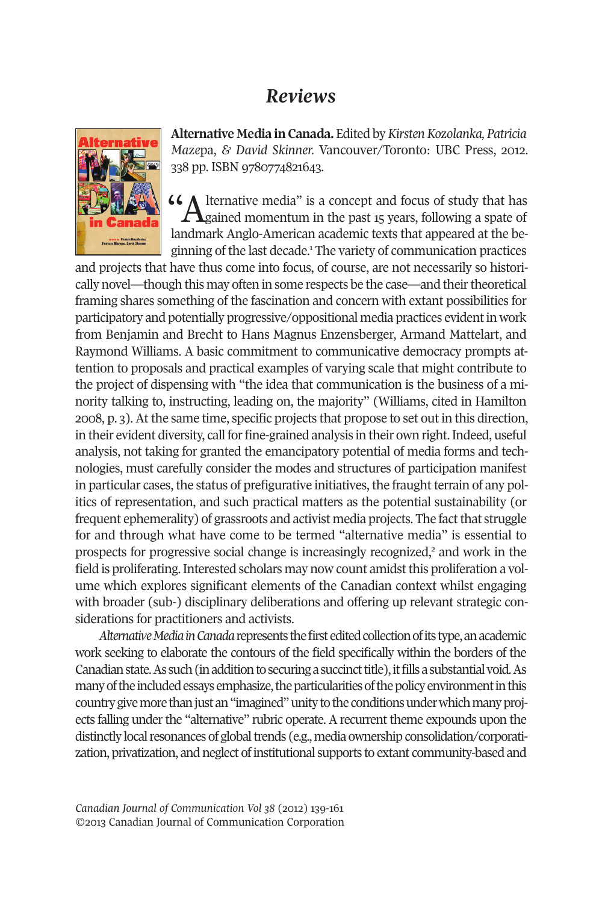# *Reviews*

**Alternative Media in Canada.** Edited by *Kirsten Kozolanka, Patricia Mazepa, & David Skinner.* Vancouver/Toronto: UBC Press, 2012. 338 pp. ISBN 9780774821643.

"Alternative media" is a concept and focus of study that has gained momentum in the past 15 years, following a spate of landmark Anglo-American academic texts that appeared at the beginning of the last decade.[1] The variety of communication practices and projects that have thus come into focus, of course, are not necessarily so historically novel—though this may often in some respects be the case—and their theoretical framing shares something of the fascination and concern with extant possibilities for participatory and potentially progressive/oppositional media practices evident in work from Benjamin and Brecht to Hans Magnus Enzensberger, Armand Mattelart, and Raymond Williams. A basic commitment to communicative democracy prompts attention to proposals and practical examples of varying scale that might contribute to the project of dispensing with "the idea that communication is the business of a minority talking to, instructing, leading on, the majority" (Williams, cited in Hamilton 2008, p. 3). At the same time, specific projects that propose to set out in this direction, in their evident diversity, call for fine-grained analysis in their own right. Indeed, useful analysis, not taking for granted the emancipatory potential of media forms and technologies, must carefully consider the modes and structures of participation manifest in particular cases, the status of prefigurative initiatives, the fraught terrain of any politics of representation, and such practical matters as the potential sustainability (or frequent ephemerality) of grassroots and activist media projects. The fact that struggle for and through what have come to be termed "alternative media" is essential to prospects for progressive social change is increasingly recognized,[2] and work in the field is proliferating. Interested scholars may now count amidst this proliferation a volume which explores significant elements of the Canadian context whilst engaging with broader (sub-) disciplinary deliberations and offering up relevant strategic considerations for practitioners and activists.

*Alternative Media in Canada* represents the first edited collection of its type, an academic work seeking to elaborate the contours of the field specifically within the borders of the Canadian state. As such (in addition to securing a succinct title), it fills a substantial void. As many of the included essays emphasize, the particularities of the policy environment in this country give more than just an "imagined" unity to the conditions under which many projects falling under the "alternative" rubric operate. A recurrent theme expounds upon the distinctly local resonances of global trends (e.g., media ownership consolidation/corporatization, privatization, and neglect of institutional supports to extant community-based and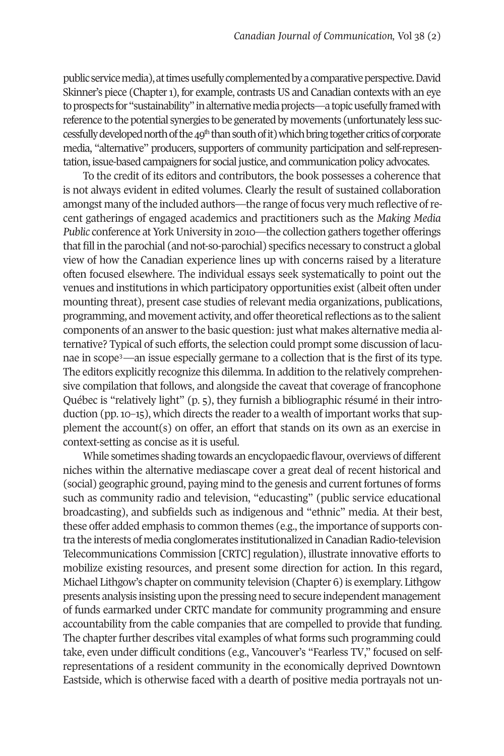public service media), at times usefully complemented by a comparative perspective. David Skinner's piece (Chapter 1), for example, contrasts US and Canadian contexts with an eye to prospects for "sustainability" in alternative media projects—a topic usefully framed with reference to the potential synergies to be generated by movements (unfortunately less successfully developed north of the 49th than south of it) which bring together critics of corporate media, "alternative" producers, supporters of community participation and self-representation, issue-based campaigners for social justice, and communication policy advocates.

To the credit of its editors and contributors, the book possesses a coherence that is not always evident in edited volumes. Clearly the result of sustained collaboration amongst many of the included authors—the range of focus very much reflective of recent gatherings of engaged academics and practitioners such as the *Making Media Public* conference at York University in 2010—the collection gathers together offerings that fill in the parochial (and not-so-parochial) specifics necessary to construct a global view of how the Canadian experience lines up with concerns raised by a literature often focused elsewhere. The individual essays seek systematically to point out the venues and institutions in which participatory opportunities exist (albeit often under mounting threat), present case studies of relevant media organizations, publications, programming, and movement activity, and offer theoretical reflections as to the salient components of an answer to the basic question: just what makes alternative media alternative? Typical of such efforts, the selection could prompt some discussion of lacunae in scope[3]—an issue especially germane to a collection that is the first of its type. The editors explicitly recognize this dilemma. In addition to the relatively comprehensive compilation that follows, and alongside the caveat that coverage of francophone Québec is "relatively light" (p. 5), they furnish a bibliographic résumé in their introduction (pp. 10–15), which directs the reader to a wealth of important works that supplement the account(s) on offer, an effort that stands on its own as an exercise in context-setting as concise as it is useful.

While sometimes shading towards an encyclopaedic flavour, overviews of different niches within the alternative mediascape cover a great deal of recent historical and (social) geographic ground, paying mind to the genesis and current fortunes of forms such as community radio and television, "educasting" (public service educational broadcasting), and subfields such as indigenous and "ethnic" media. At their best, these offer added emphasis to common themes (e.g., the importance of supports contra the interests of media conglomerates institutionalized in Canadian Radio-television Telecommunications Commission [CRTC] regulation), illustrate innovative efforts to mobilize existing resources, and present some direction for action. In this regard, Michael Lithgow's chapter on community television (Chapter 6) is exemplary. Lithgow presents analysis insisting upon the pressing need to secure independent management of funds earmarked under CRTC mandate for community programming and ensure accountability from the cable companies that are compelled to provide that funding. The chapter further describes vital examples of what forms such programming could take, even under difficult conditions (e.g., Vancouver's "Fearless TV," focused on self-representations of a resident community in the economically deprived Downtown Eastside, which is otherwise faced with a dearth of positive media portrayals not un-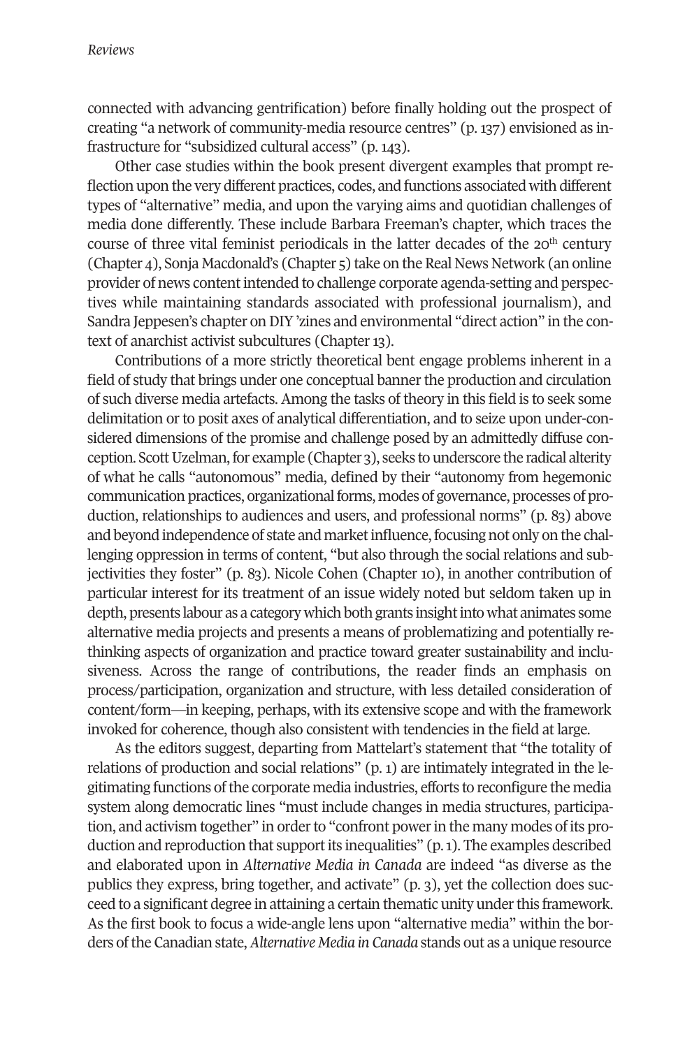connected with advancing gentrification) before finally holding out the prospect of creating "a network of community-media resource centres" (p. 137) envisioned as infrastructure for "subsidized cultural access" (p. 143).

Other case studies within the book present divergent examples that prompt reflection upon the very different practices, codes, and functions associated with different types of "alternative" media, and upon the varying aims and quotidian challenges of media done differently. These include Barbara Freeman's chapter, which traces the course of three vital feminist periodicals in the latter decades of the 20th century (Chapter 4), Sonja Macdonald's (Chapter 5) take on the Real News Network (an online provider of news content intended to challenge corporate agenda-setting and perspectives while maintaining standards associated with professional journalism), and Sandra Jeppesen's chapter on DIY 'zines and environmental "direct action" in the context of anarchist activist subcultures (Chapter 13).

Contributions of a more strictly theoretical bent engage problems inherent in a field of study that brings under one conceptual banner the production and circulation of such diverse media artefacts. Among the tasks of theory in this field is to seek some delimitation or to posit axes of analytical differentiation, and to seize upon under-considered dimensions of the promise and challenge posed by an admittedly diffuse conception. Scott Uzelman, for example (Chapter 3), seeks to underscore the radical alterity of what he calls "autonomous" media, defined by their "autonomy from hegemonic communication practices, organizational forms, modes of governance, processes of production, relationships to audiences and users, and professional norms" (p. 83) above and beyond independence of state and market influence, focusing not only on the challenging oppression in terms of content, "but also through the social relations and subjectivities they foster" (p. 83). Nicole Cohen (Chapter 10), in another contribution of particular interest for its treatment of an issue widely noted but seldom taken up in depth, presents labour as a category which both grants insight into what animates some alternative media projects and presents a means of problematizing and potentially rethinking aspects of organization and practice toward greater sustainability and inclusiveness. Across the range of contributions, the reader finds an emphasis on process/participation, organization and structure, with less detailed consideration of content/form—in keeping, perhaps, with its extensive scope and with the framework invoked for coherence, though also consistent with tendencies in the field at large.

As the editors suggest, departing from Mattelart's statement that "the totality of relations of production and social relations" (p. 1) are intimately integrated in the legitimating functions of the corporate media industries, efforts to reconfigure the media system along democratic lines "must include changes in media structures, participation, and activism together" in order to "confront power in the many modes of its production and reproduction that support its inequalities" (p. 1). The examples described and elaborated upon in *Alternative Media in Canada* are indeed "as diverse as the publics they express, bring together, and activate" (p. 3), yet the collection does succeed to a significant degree in attaining a certain thematic unity under this framework. As the first book to focus a wide-angle lens upon "alternative media" within the borders of the Canadian state, *Alternative Media in Canada* stands out as a unique resource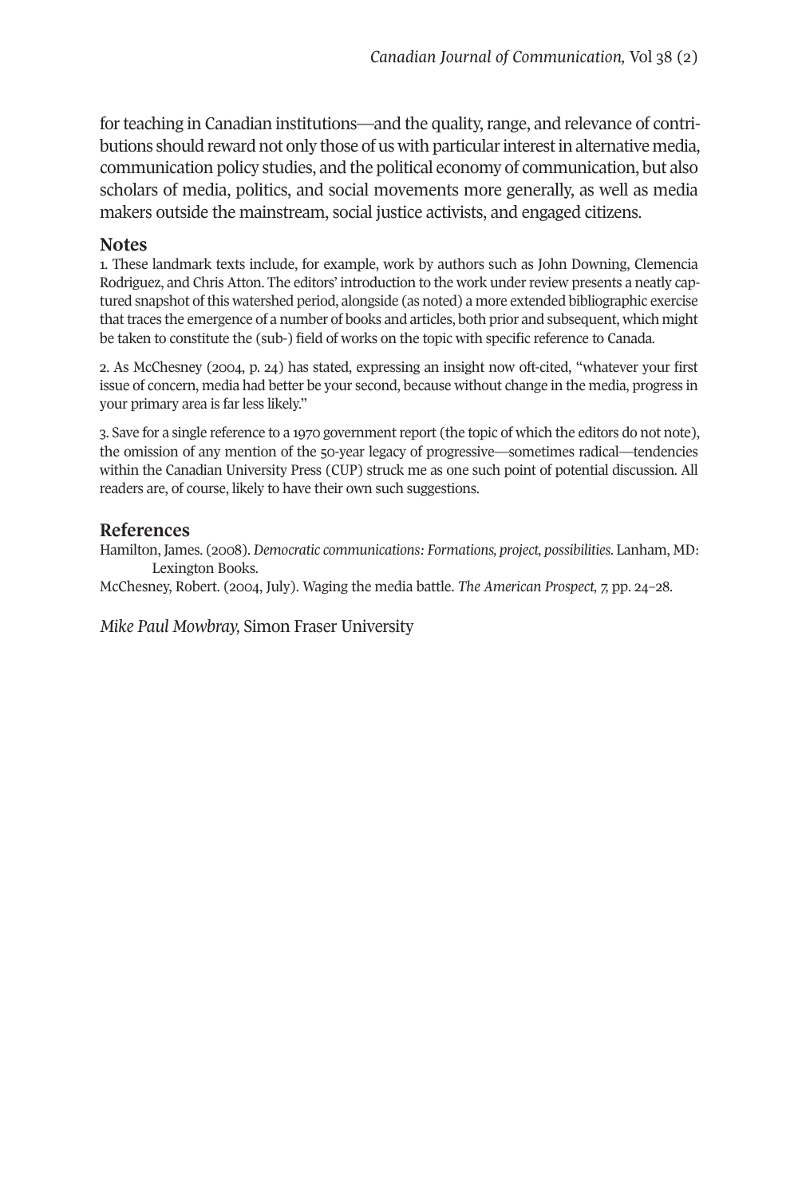for teaching in Canadian institutions—and the quality, range, and relevance of contributions should reward not only those of us with particular interest in alternative media, communication policy studies, and the political economy of communication, but also scholars of media, politics, and social movements more generally, as well as media makers outside the mainstream, social justice activists, and engaged citizens.

## Notes

1. These landmark texts include, for example, work by authors such as John Downing, Clemencia Rodriguez, and Chris Atton. The editors' introduction to the work under review presents a neatly captured snapshot of this watershed period, alongside (as noted) a more extended bibliographic exercise that traces the emergence of a number of books and articles, both prior and subsequent, which might be taken to constitute the (sub-) field of works on the topic with specific reference to Canada.

2. As McChesney (2004, p. 24) has stated, expressing an insight now oft-cited, "whatever your first issue of concern, media had better be your second, because without change in the media, progress in your primary area is far less likely."

3. Save for a single reference to a 1970 government report (the topic of which the editors do not note), the omission of any mention of the 50-year legacy of progressive—sometimes radical—tendencies within the Canadian University Press (CUP) struck me as one such point of potential discussion. All readers are, of course, likely to have their own such suggestions.

## References

Hamilton, James. (2008). *Democratic communications: Formations, project, possibilities.* Lanham, MD: Lexington Books.

McChesney, Robert. (2004, July). Waging the media battle. *The American Prospect, 7,* pp. 24–28.

*Mike Paul Mowbray,* Simon Fraser University